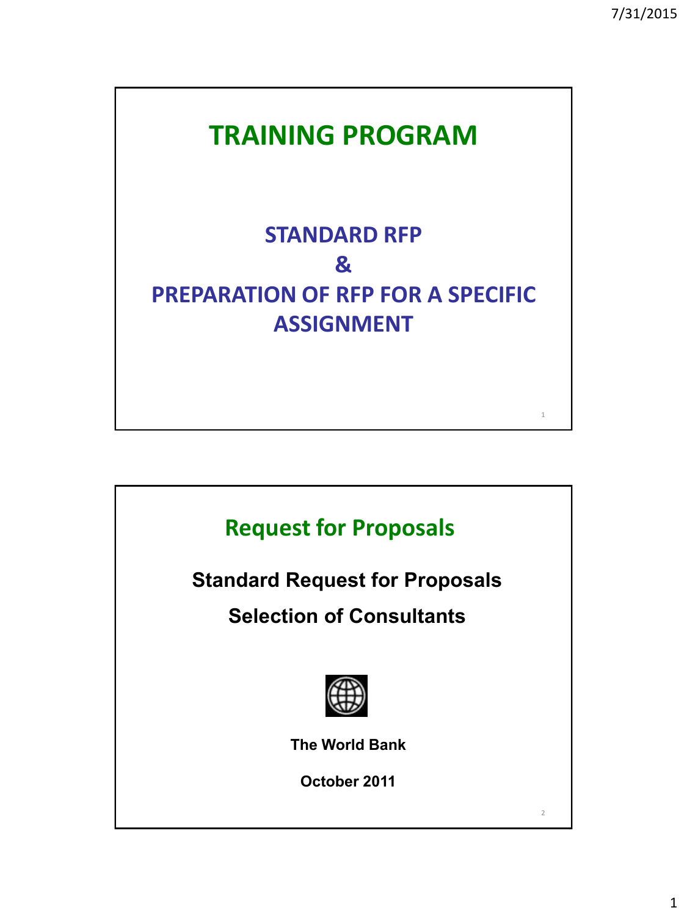# TRAINING PROGRAM

## STANDARD RFP
## &
## PREPARATION OF RFP FOR A SPECIFIC ASSIGNMENT

# Request for Proposals

**Standard Request for Proposals**

**Selection of Consultants**

**The World Bank**

**October 2011**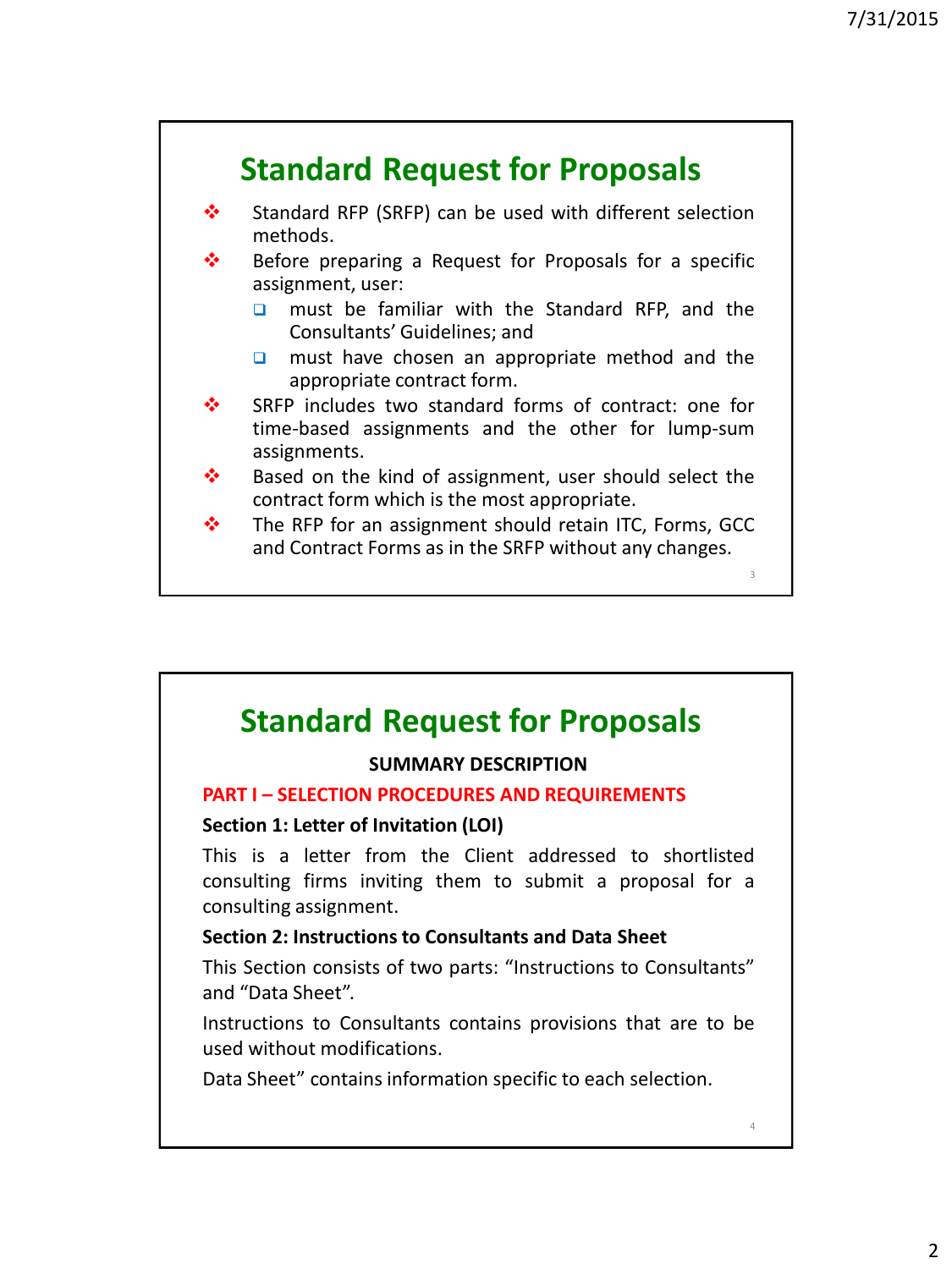## Standard Request for Proposals

- Standard RFP (SRFP) can be used with different selection methods.
- Before preparing a Request for Proposals for a specific assignment, user:
  - must be familiar with the Standard RFP, and the Consultants' Guidelines; and
  - must have chosen an appropriate method and the appropriate contract form.
- SRFP includes two standard forms of contract: one for time-based assignments and the other for lump-sum assignments.
- Based on the kind of assignment, user should select the contract form which is the most appropriate.
- The RFP for an assignment should retain ITC, Forms, GCC and Contract Forms as in the SRFP without any changes.

## Standard Request for Proposals

**SUMMARY DESCRIPTION**

**PART I – SELECTION PROCEDURES AND REQUIREMENTS**

**Section 1: Letter of Invitation (LOI)**

This is a letter from the Client addressed to shortlisted consulting firms inviting them to submit a proposal for a consulting assignment.

**Section 2: Instructions to Consultants and Data Sheet**

This Section consists of two parts: "Instructions to Consultants" and "Data Sheet".

Instructions to Consultants contains provisions that are to be used without modifications.

Data Sheet" contains information specific to each selection.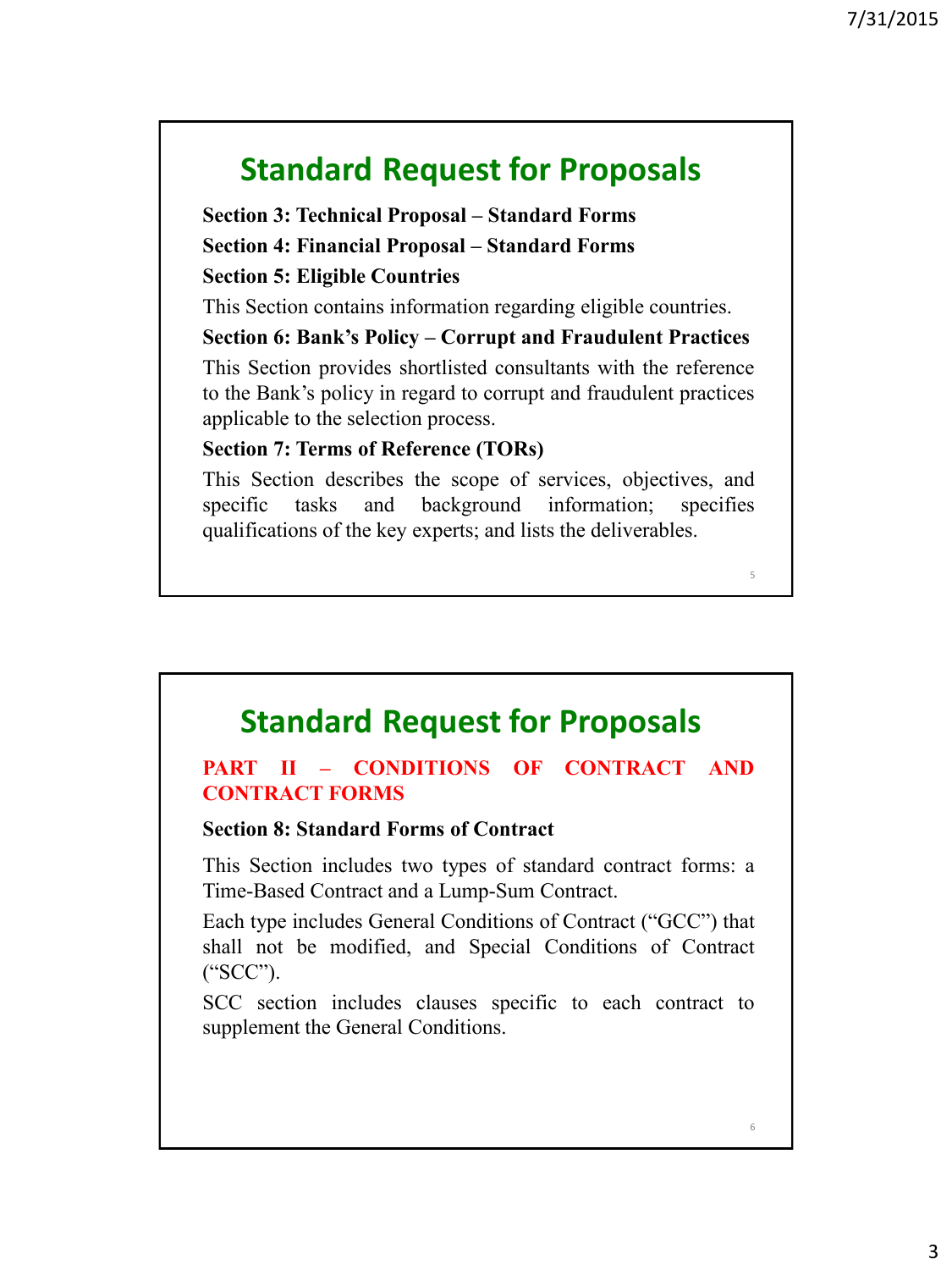## Standard Request for Proposals

**Section 3: Technical Proposal – Standard Forms**

**Section 4: Financial Proposal – Standard Forms**

**Section 5: Eligible Countries**

This Section contains information regarding eligible countries.

**Section 6: Bank's Policy – Corrupt and Fraudulent Practices**

This Section provides shortlisted consultants with the reference to the Bank's policy in regard to corrupt and fraudulent practices applicable to the selection process.

**Section 7: Terms of Reference (TORs)**

This Section describes the scope of services, objectives, and specific tasks and background information; specifies qualifications of the key experts; and lists the deliverables.

## Standard Request for Proposals

**PART II – CONDITIONS OF CONTRACT AND CONTRACT FORMS**

**Section 8: Standard Forms of Contract**

This Section includes two types of standard contract forms: a Time-Based Contract and a Lump-Sum Contract.

Each type includes General Conditions of Contract ("GCC") that shall not be modified, and Special Conditions of Contract ("SCC").

SCC section includes clauses specific to each contract to supplement the General Conditions.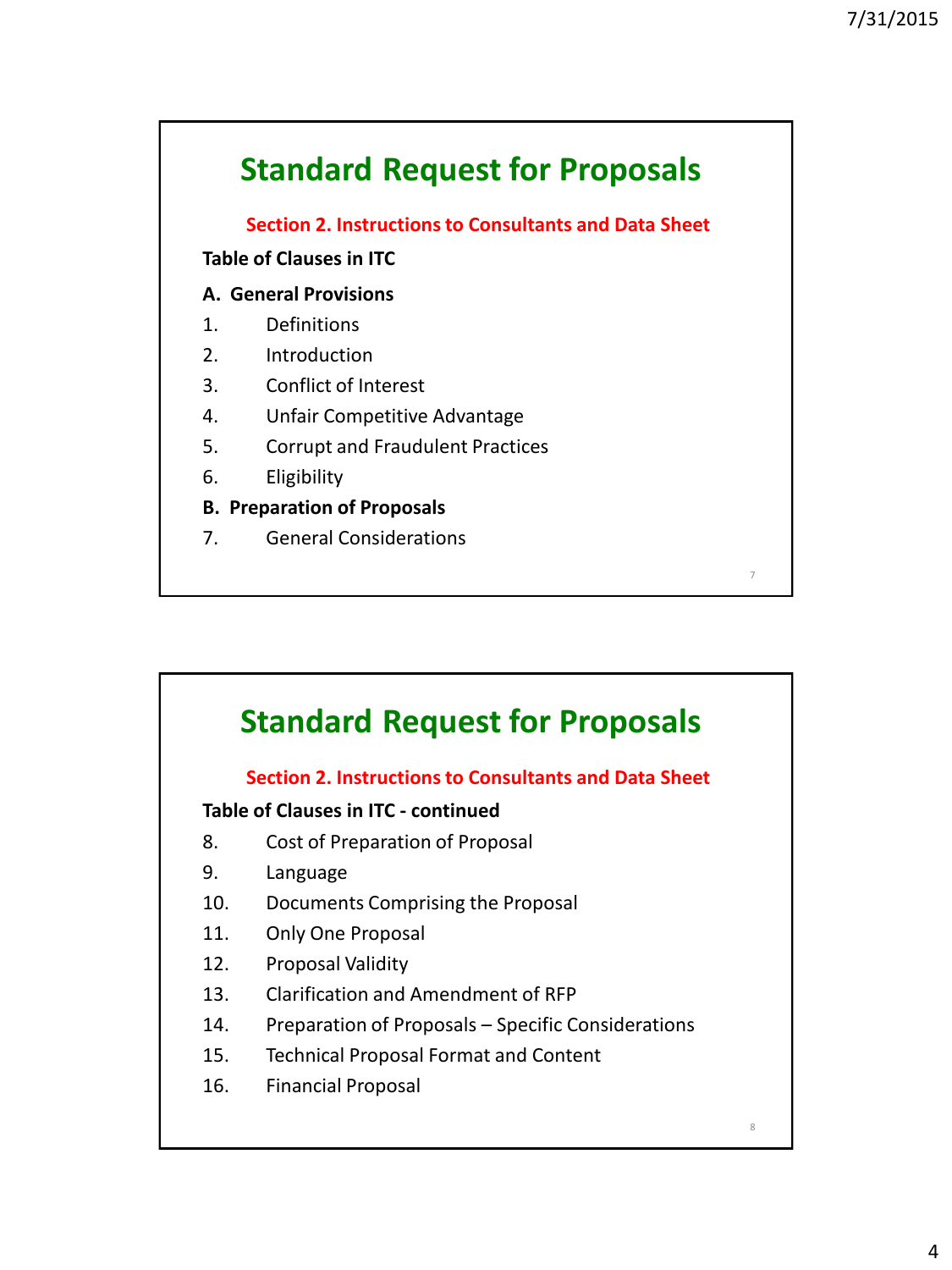## Standard Request for Proposals

**Section 2. Instructions to Consultants and Data Sheet**

**Table of Clauses in ITC**

**A. General Provisions**

1. Definitions
2. Introduction
3. Conflict of Interest
4. Unfair Competitive Advantage
5. Corrupt and Fraudulent Practices
6. Eligibility

**B. Preparation of Proposals**

7. General Considerations

## Standard Request for Proposals

**Section 2. Instructions to Consultants and Data Sheet**

**Table of Clauses in ITC - continued**

8. Cost of Preparation of Proposal
9. Language
10. Documents Comprising the Proposal
11. Only One Proposal
12. Proposal Validity
13. Clarification and Amendment of RFP
14. Preparation of Proposals – Specific Considerations
15. Technical Proposal Format and Content
16. Financial Proposal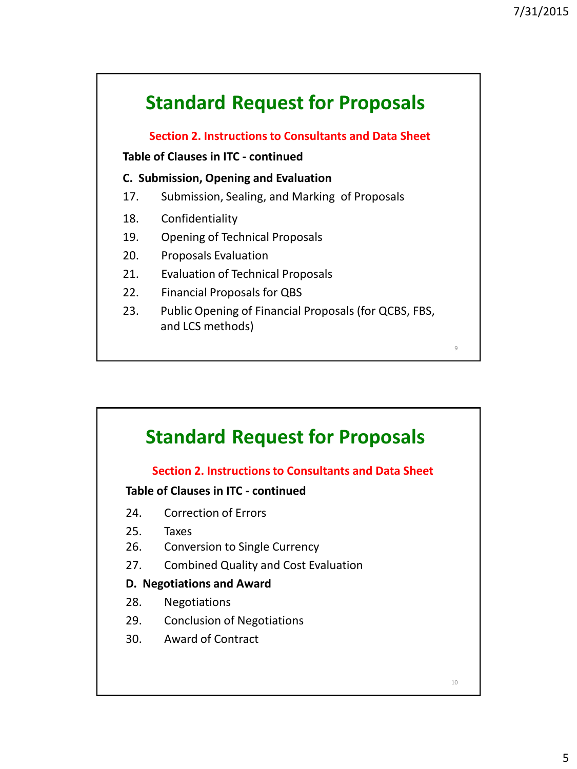## Standard Request for Proposals

**Section 2. Instructions to Consultants and Data Sheet**

**Table of Clauses in ITC - continued**

**C. Submission, Opening and Evaluation**

17. Submission, Sealing, and Marking of Proposals
18. Confidentiality
19. Opening of Technical Proposals
20. Proposals Evaluation
21. Evaluation of Technical Proposals
22. Financial Proposals for QBS
23. Public Opening of Financial Proposals (for QCBS, FBS, and LCS methods)

## Standard Request for Proposals

**Section 2. Instructions to Consultants and Data Sheet**

**Table of Clauses in ITC - continued**

24. Correction of Errors
25. Taxes
26. Conversion to Single Currency
27. Combined Quality and Cost Evaluation

**D. Negotiations and Award**

28. Negotiations
29. Conclusion of Negotiations
30. Award of Contract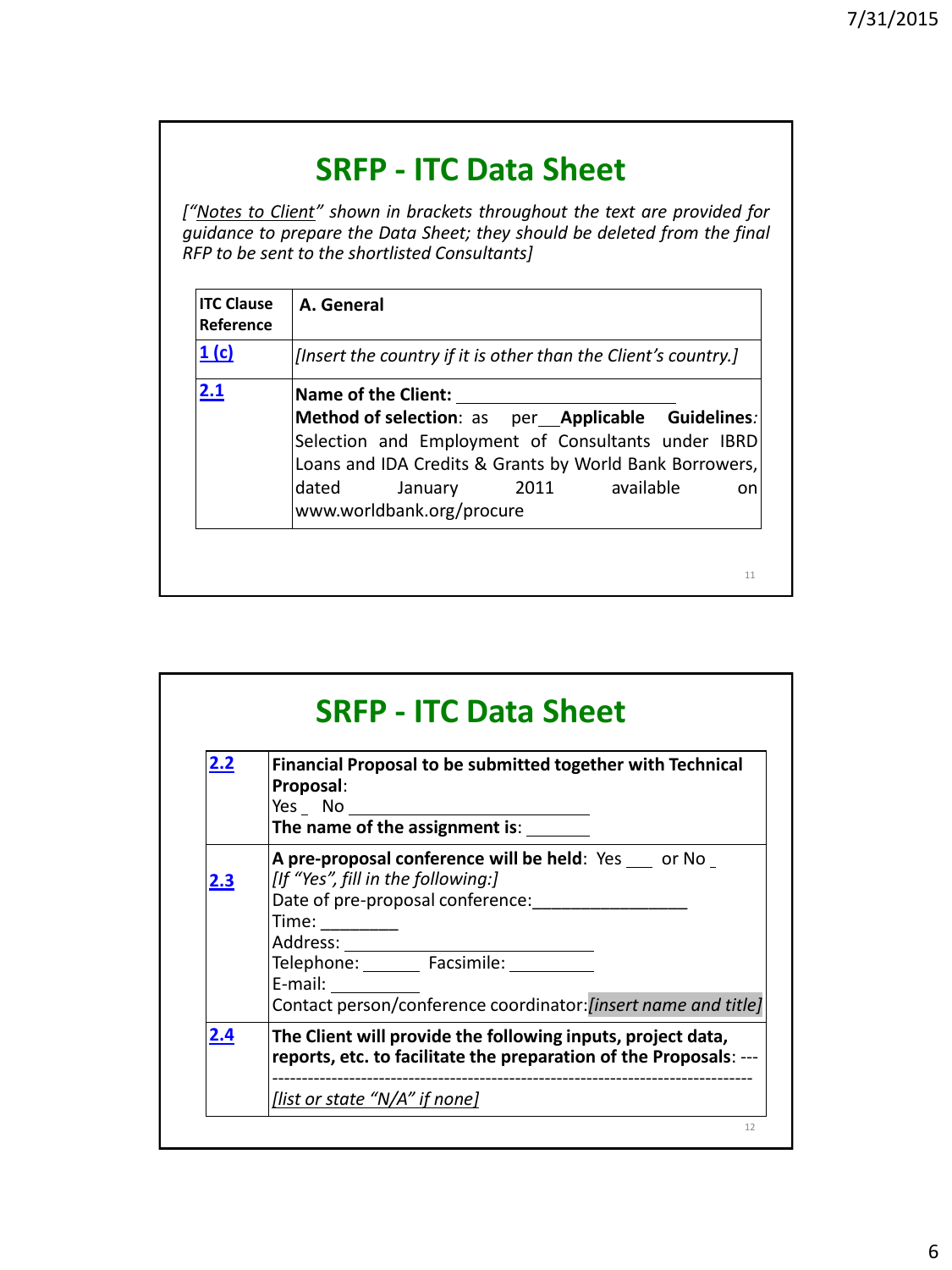## SRFP - ITC Data Sheet

*[“Notes to Client” shown in brackets throughout the text are provided for guidance to prepare the Data Sheet; they should be deleted from the final RFP to be sent to the shortlisted Consultants]*

| ITC Clause Reference | A. General |
|---|---|
| 1 (c) | *[Insert the country if it is other than the Client’s country.]* |
| 2.1 | **Name of the Client:** ______________________ <br> **Method of selection**: as per__**Applicable Guidelines**: Selection and Employment of Consultants under IBRD Loans and IDA Credits & Grants by World Bank Borrowers, dated January 2011 available on www.worldbank.org/procure |

## SRFP - ITC Data Sheet

| | |
|---|---|
| 2.2 | **Financial Proposal to be submitted together with Technical Proposal**: <br> Yes _ No ______________________ <br> **The name of the assignment is**: _______ |
| 2.3 | **A pre-proposal conference will be held**: Yes ___ or No _ <br> *[If “Yes”, fill in the following:]* <br> Date of pre-proposal conference:________________ <br> Time: ________ <br> Address: ___________________________ <br> Telephone: ______ Facsimile: _________ <br> E-mail: _________ <br> Contact person/conference coordinator:*[insert name and title]* |
| 2.4 | **The Client will provide the following inputs, project data, reports, etc. to facilitate the preparation of the Proposals**: ----------------------------------------------------------------------------------- <br> *[list or state “N/A” if none]* |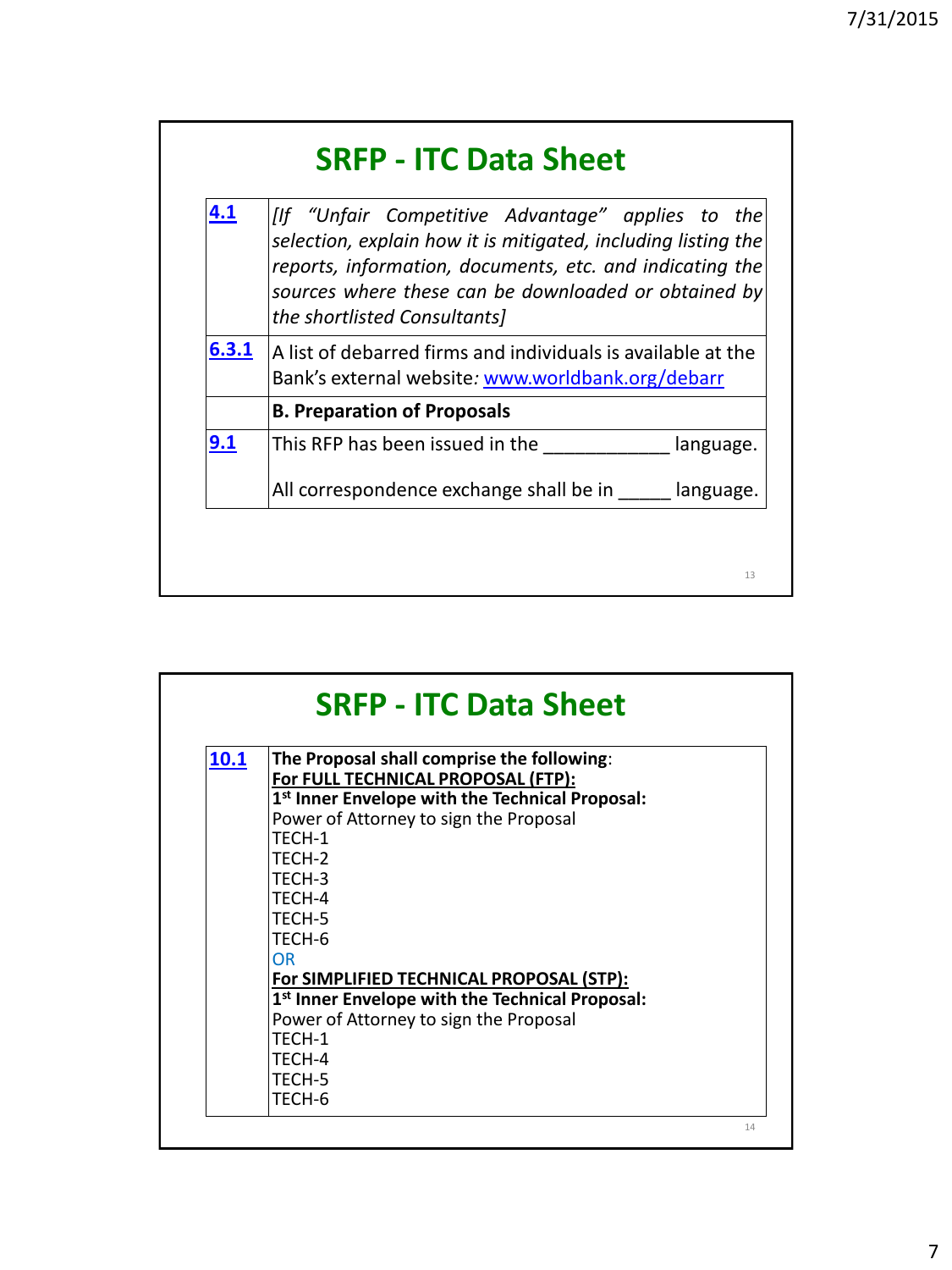## SRFP - ITC Data Sheet

| | |
|---|---|
| 4.1 | *[If "Unfair Competitive Advantage" applies to the selection, explain how it is mitigated, including listing the reports, information, documents, etc. and indicating the sources where these can be downloaded or obtained by the shortlisted Consultants]* |
| 6.3.1 | A list of debarred firms and individuals is available at the Bank's external website*:* www.worldbank.org/debarr |
| | **B. Preparation of Proposals** |
| 9.1 | This RFP has been issued in the ____________ language.<br><br>All correspondence exchange shall be in _____ language. |

## SRFP - ITC Data Sheet

| | |
|---|---|
| 10.1 | **The Proposal shall comprise the following**:<br>**For FULL TECHNICAL PROPOSAL (FTP):**<br>**1st Inner Envelope with the Technical Proposal:**<br>Power of Attorney to sign the Proposal<br>TECH-1<br>TECH-2<br>TECH-3<br>TECH-4<br>TECH-5<br>TECH-6<br>OR<br>**For SIMPLIFIED TECHNICAL PROPOSAL (STP):**<br>**1st Inner Envelope with the Technical Proposal:**<br>Power of Attorney to sign the Proposal<br>TECH-1<br>TECH-4<br>TECH-5<br>TECH-6 |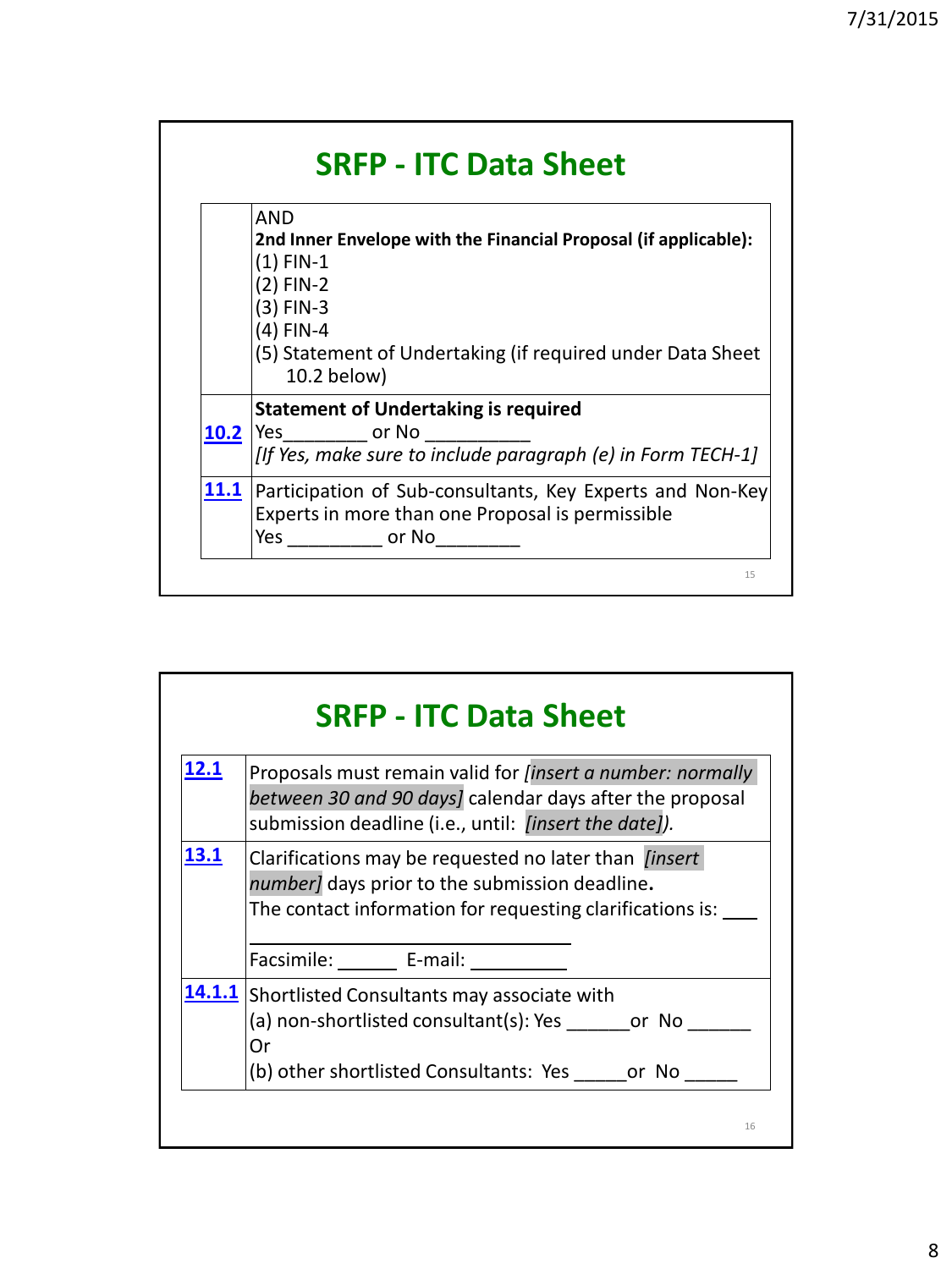## SRFP - ITC Data Sheet

| | |
|---|---|
| | AND<br>**2nd Inner Envelope with the Financial Proposal (if applicable):**<br>(1) FIN-1<br>(2) FIN-2<br>(3) FIN-3<br>(4) FIN-4<br>(5) Statement of Undertaking (if required under Data Sheet 10.2 below) |
| 10.2 | **Statement of Undertaking is required**<br>Yes________ or No __________<br>*[If Yes, make sure to include paragraph (e) in Form TECH-1]* |
| 11.1 | Participation of Sub-consultants, Key Experts and Non-Key Experts in more than one Proposal is permissible<br>Yes _________ or No________ |

## SRFP - ITC Data Sheet

| | |
|---|---|
| 12.1 | Proposals must remain valid for *[insert a number: normally between 30 and 90 days]* calendar days after the proposal submission deadline (i.e., until: *[insert the date])*. |
| 13.1 | Clarifications may be requested no later than *[insert number]* days prior to the submission deadline**.**<br>The contact information for requesting clarifications is: ___<br>_______________________________<br>Facsimile: ______ E-mail: __________ |
| 14.1.1 | Shortlisted Consultants may associate with<br>(a) non-shortlisted consultant(s): Yes ______or No ______<br>Or<br>(b) other shortlisted Consultants: Yes _____or No _____ |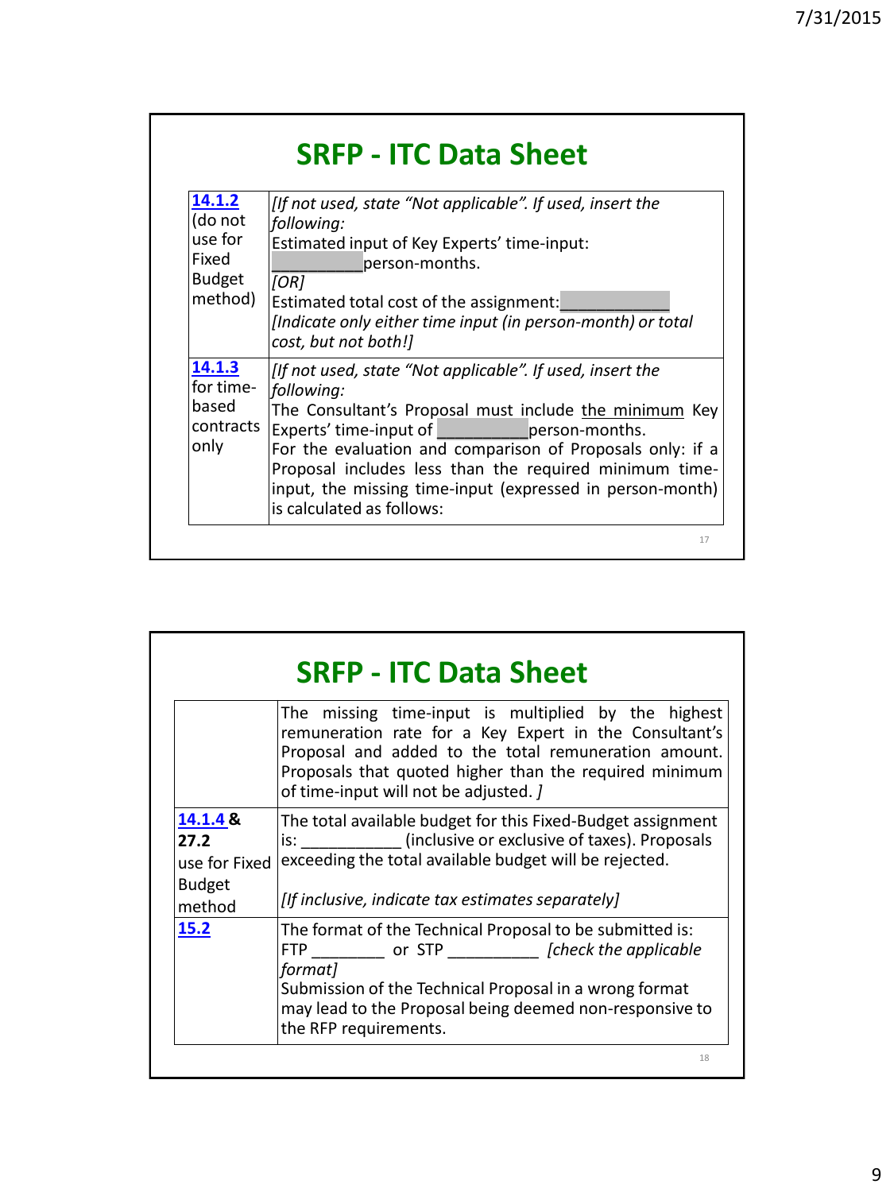## SRFP - ITC Data Sheet

| | |
|---|---|
| **14.1.2** (do not use for Fixed Budget method) | *[If not used, state "Not applicable". If used, insert the following:*<br>Estimated input of Key Experts' time-input: __________person-months.<br>*[OR]*<br>Estimated total cost of the assignment:____________<br>*[Indicate only either time input (in person-month) or total cost, but not both!]* |
| **14.1.3** for time-based contracts only | *[If not used, state "Not applicable". If used, insert the following:*<br>The Consultant's Proposal must include the minimum Key Experts' time-input of __________person-months.<br>For the evaluation and comparison of Proposals only: if a Proposal includes less than the required minimum time-input, the missing time-input (expressed in person-month) is calculated as follows: |

## SRFP - ITC Data Sheet

| | |
|---|---|
| | The missing time-input is multiplied by the highest remuneration rate for a Key Expert in the Consultant's Proposal and added to the total remuneration amount. Proposals that quoted higher than the required minimum of time-input will not be adjusted. *]* |
| **14.1.4 & 27.2** use for Fixed Budget method | The total available budget for this Fixed-Budget assignment is: ___________ (inclusive or exclusive of taxes). Proposals exceeding the total available budget will be rejected.<br><br>*[If inclusive, indicate tax estimates separately]* |
| **15.2** | The format of the Technical Proposal to be submitted is:<br>FTP ________ or STP __________ *[check the applicable format]*<br>Submission of the Technical Proposal in a wrong format may lead to the Proposal being deemed non-responsive to the RFP requirements. |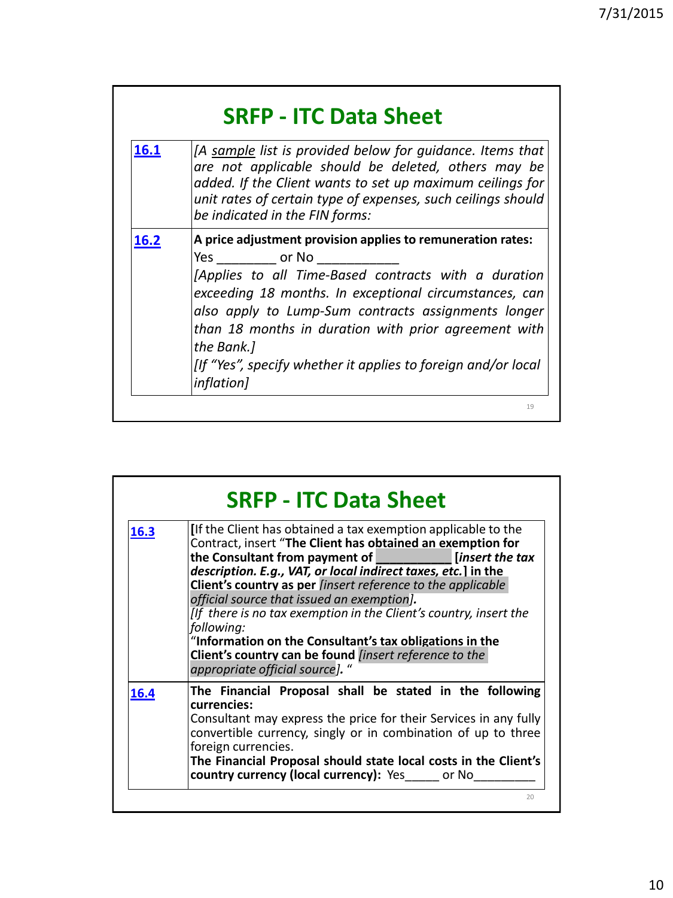## SRFP - ITC Data Sheet

| | |
|---|---|
| **16.1** | *[A sample list is provided below for guidance. Items that are not applicable should be deleted, others may be added. If the Client wants to set up maximum ceilings for unit rates of certain type of expenses, such ceilings should be indicated in the FIN forms:* |
| **16.2** | **A price adjustment provision applies to remuneration rates:** Yes ________ or No ___________ *[Applies to all Time-Based contracts with a duration exceeding 18 months. In exceptional circumstances, can also apply to Lump-Sum contracts assignments longer than 18 months in duration with prior agreement with the Bank.]* *[If "Yes", specify whether it applies to foreign and/or local inflation]* |

## SRFP - ITC Data Sheet

| | |
|---|---|
| **16.3** | **[**If the Client has obtained a tax exemption applicable to the Contract, insert "**The Client has obtained an exemption for the Consultant from payment of ___________ [*insert the tax description. E.g., VAT, or local indirect taxes, etc.*] in the Client's country as per** *[insert reference to the applicable official source that issued an exemption]*. *[If there is no tax exemption in the Client's country, insert the following:* "**Information on the Consultant's tax obligations in the Client's country can be found** *[insert reference to the appropriate official source]*. " |
| **16.4** | **The Financial Proposal shall be stated in the following currencies:** Consultant may express the price for their Services in any fully convertible currency, singly or in combination of up to three foreign currencies. **The Financial Proposal should state local costs in the Client's country currency (local currency):** Yes_____ or No_________ |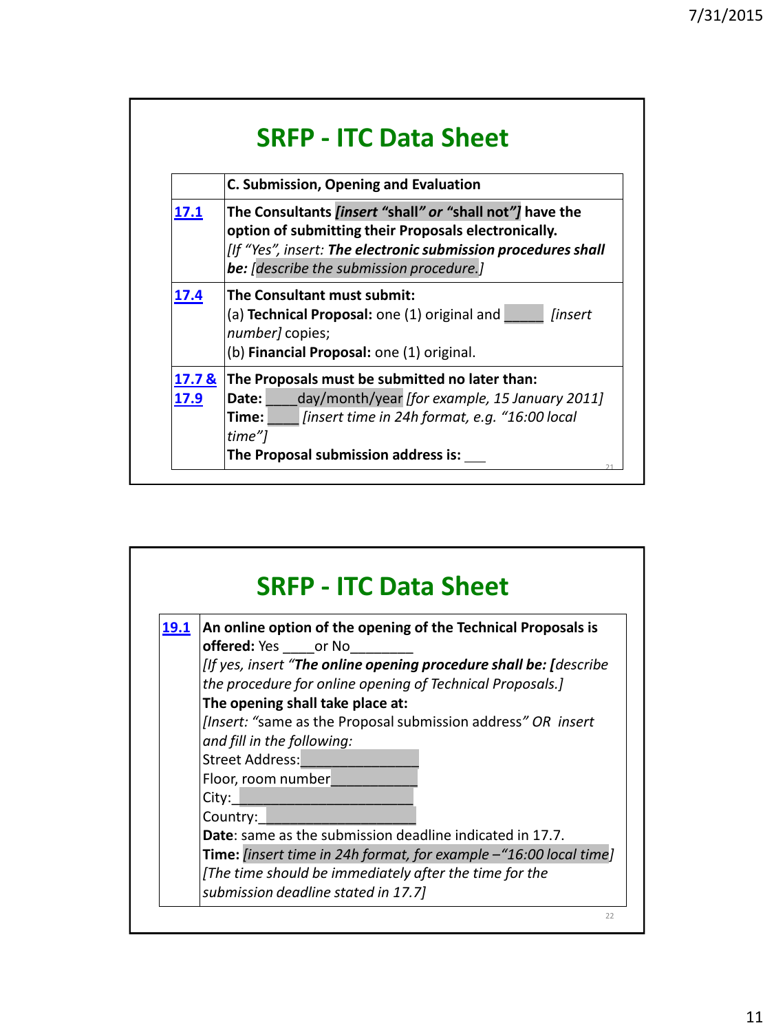## SRFP - ITC Data Sheet

| | C. Submission, Opening and Evaluation |
|---|---|
| 17.1 | **The Consultants *[insert* "shall" *or* "shall not"*]* have the option of submitting their Proposals electronically.** *[If "Yes", insert:* ***The electronic submission procedures shall be:*** *[describe the submission procedure.]* |
| 17.4 | **The Consultant must submit:** (a) **Technical Proposal:** one (1) original and _____ *[insert number]* copies; (b) **Financial Proposal:** one (1) original. |
| 17.7 & 17.9 | **The Proposals must be submitted no later than:** **Date:** ____day/month/year *[for example, 15 January 2011]* **Time:** ____ *[insert time in 24h format, e.g. "16:00 local time"]* **The Proposal submission address is:** ___ |

## SRFP - ITC Data Sheet

| | |
|---|---|
| 19.1 | **An online option of the opening of the Technical Proposals is offered:** Yes ____or No________ *[If yes, insert "**The online opening procedure shall be: [**describe the procedure for online opening of Technical Proposals.]* **The opening shall take place at:** *[Insert: "*same as the Proposal submission address*" OR insert and fill in the following:* Street Address:_______________ Floor, room number___________ City:______________________ Country:____________________ **Date**: same as the submission deadline indicated in 17.7. **Time:** *[insert time in 24h format, for example –"16:00 local time]* *[The time should be immediately after the time for the submission deadline stated in 17.7]* |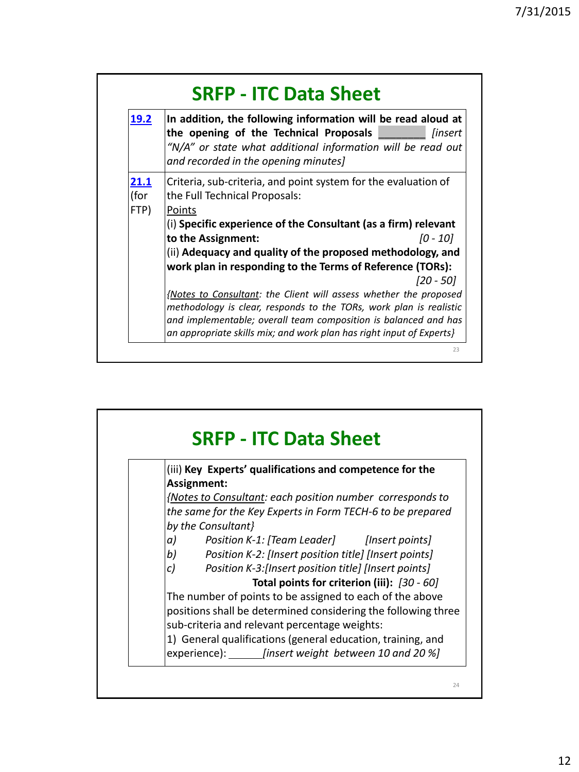# SRFP - ITC Data Sheet

| | |
|---|---|
| **19.2** | **In addition, the following information will be read aloud at the opening of the Technical Proposals** ________ *[insert "N/A" or state what additional information will be read out and recorded in the opening minutes]* |
| **21.1** (for FTP) | Criteria, sub-criteria, and point system for the evaluation of the Full Technical Proposals:<br>Points<br>(i) **Specific experience of the Consultant (as a firm) relevant to the Assignment:** *[0 - 10]*<br>(ii) **Adequacy and quality of the proposed methodology, and work plan in responding to the Terms of Reference (TORs):** *[20 - 50]*<br>*{Notes to Consultant: the Client will assess whether the proposed methodology is clear, responds to the TORs, work plan is realistic and implementable; overall team composition is balanced and has an appropriate skills mix; and work plan has right input of Experts}* |

# SRFP - ITC Data Sheet

| | |
|---|---|
| | (iii) **Key Experts' qualifications and competence for the Assignment:**<br>*{Notes to Consultant: each position number corresponds to the same for the Key Experts in Form TECH-6 to be prepared by the Consultant}*<br>*a) Position K-1: [Team Leader] [Insert points]*<br>*b) Position K-2: [Insert position title] [Insert points]*<br>*c) Position K-3:[Insert position title] [Insert points]*<br>**Total points for criterion (iii):** *[30 - 60]*<br>The number of points to be assigned to each of the above positions shall be determined considering the following three sub-criteria and relevant percentage weights:<br>1) General qualifications (general education, training, and experience): ______ *[insert weight between 10 and 20 %]* |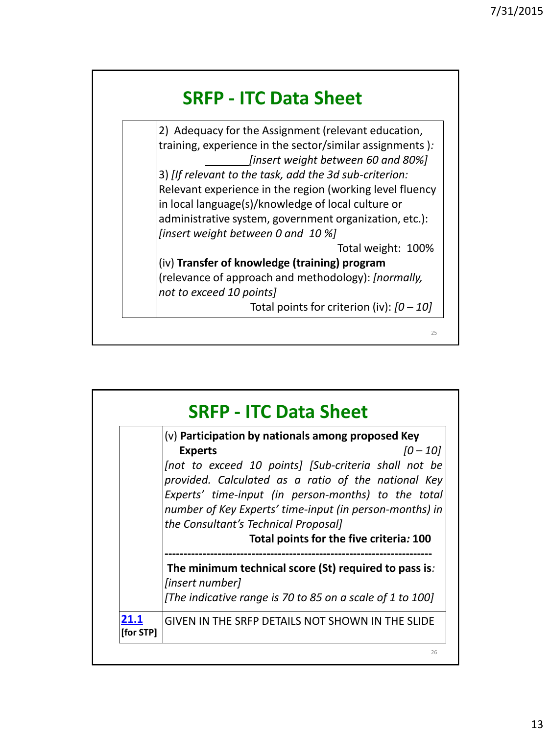## SRFP - ITC Data Sheet

| | |
|---|---|
| | 2) Adequacy for the Assignment (relevant education, training, experience in the sector/similar assignments ): ________ *[insert weight between 60 and 80%]*<br>3) *[If relevant to the task, add the 3d sub-criterion:* Relevant experience in the region (working level fluency in local language(s)/knowledge of local culture or administrative system, government organization, etc.): *[insert weight between 0 and 10 %]*<br>Total weight: 100%<br>(iv) **Transfer of knowledge (training) program** (relevance of approach and methodology): *[normally, not to exceed 10 points]*<br>Total points for criterion (iv): *[0 – 10]* |

## SRFP - ITC Data Sheet

| | |
|---|---|
| | (v) **Participation by nationals among proposed Key Experts** *[0 – 10]*<br>*[not to exceed 10 points] [Sub-criteria shall not be provided. Calculated as a ratio of the national Key Experts' time-input (in person-months) to the total number of Key Experts' time-input (in person-months) in the Consultant's Technical Proposal]*<br>**Total points for the five criteria: 100**<br>----------------------------------------------------------------------<br>**The minimum technical score (St) required to pass is**: *[insert number]*<br>*[The indicative range is 70 to 85 on a scale of 1 to 100]* |
| **21.1** **[for STP]** | GIVEN IN THE SRFP DETAILS NOT SHOWN IN THE SLIDE |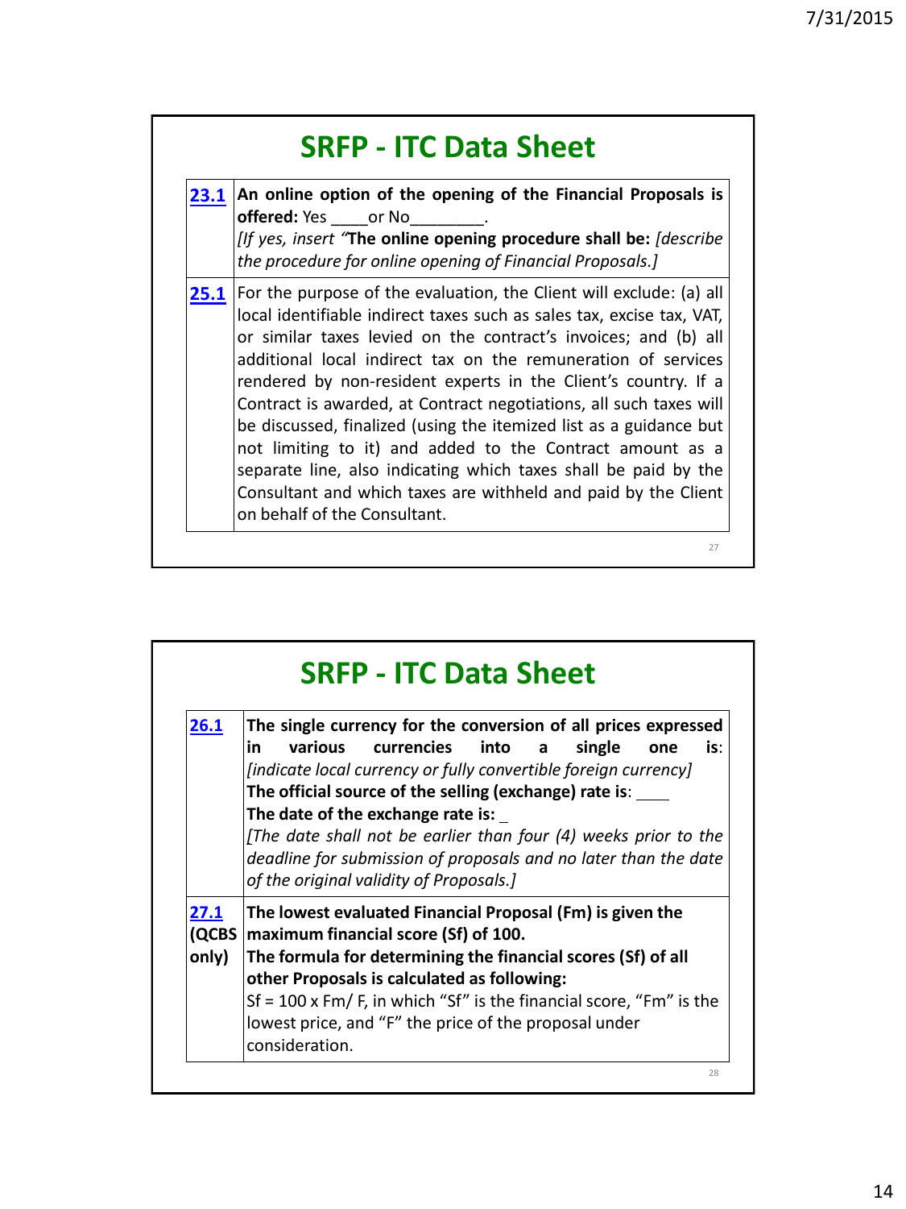## SRFP - ITC Data Sheet

| | |
|---|---|
| **23.1** | **An online option of the opening of the Financial Proposals is offered:** Yes ____or No________. *[If yes, insert "***The online opening procedure shall be:** *[describe the procedure for online opening of Financial Proposals.]* |
| **25.1** | For the purpose of the evaluation, the Client will exclude: (a) all local identifiable indirect taxes such as sales tax, excise tax, VAT, or similar taxes levied on the contract's invoices; and (b) all additional local indirect tax on the remuneration of services rendered by non-resident experts in the Client's country. If a Contract is awarded, at Contract negotiations, all such taxes will be discussed, finalized (using the itemized list as a guidance but not limiting to it) and added to the Contract amount as a separate line, also indicating which taxes shall be paid by the Consultant and which taxes are withheld and paid by the Client on behalf of the Consultant. |

## SRFP - ITC Data Sheet

| | |
|---|---|
| **26.1** | **The single currency for the conversion of all prices expressed in various currencies into a single one is**: *[indicate local currency or fully convertible foreign currency]* **The official source of the selling (exchange) rate is**: ____ **The date of the exchange rate is:** _ *[The date shall not be earlier than four (4) weeks prior to the deadline for submission of proposals and no later than the date of the original validity of Proposals.]* |
| **27.1 (QCBS only)** | **The lowest evaluated Financial Proposal (Fm) is given the maximum financial score (Sf) of 100.** **The formula for determining the financial scores (Sf) of all other Proposals is calculated as following:** $Sf = 100 \times Fm/ F$, in which "Sf" is the financial score, "Fm" is the lowest price, and "F" the price of the proposal under consideration. |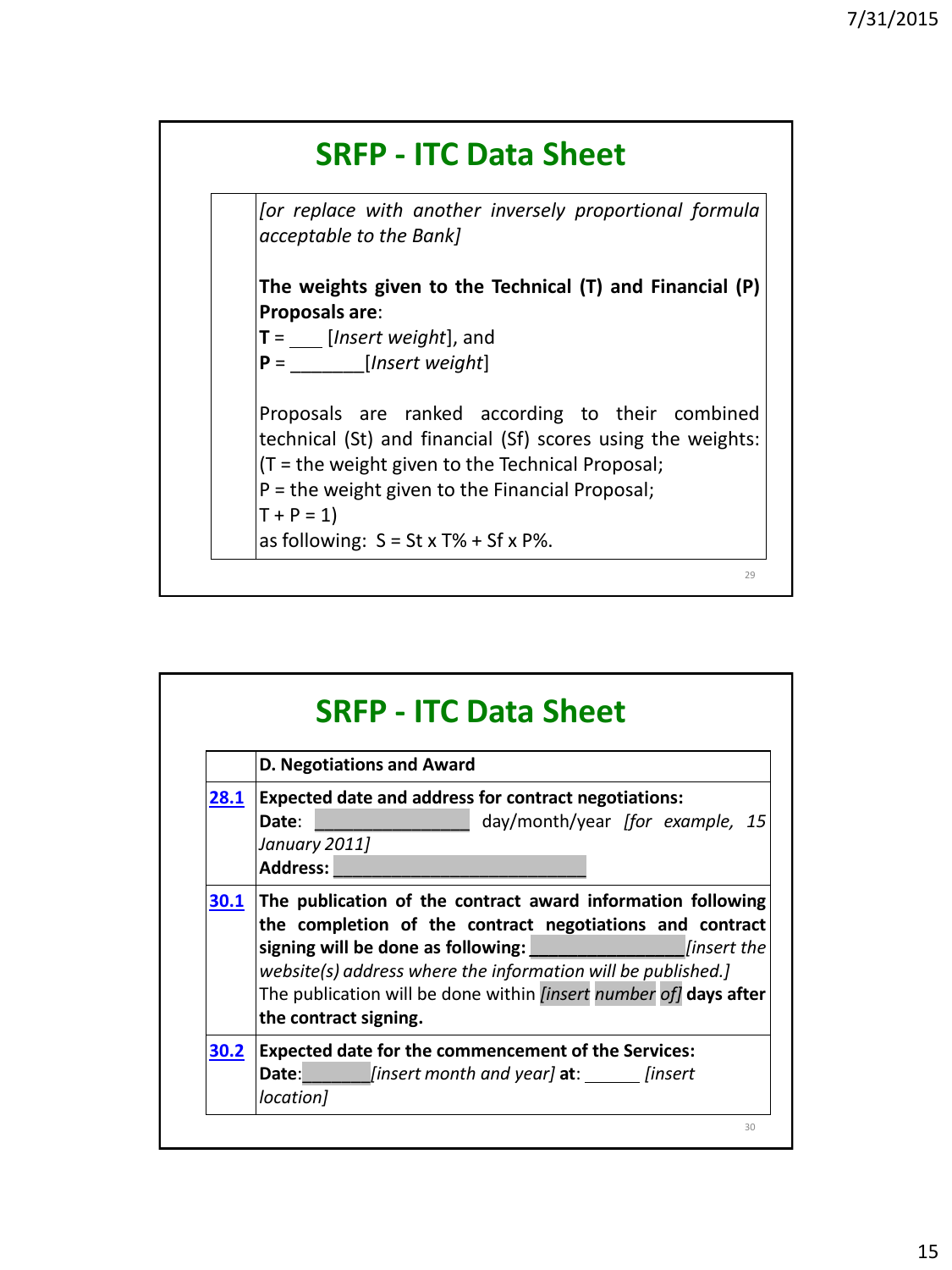## SRFP - ITC Data Sheet

| | |
|---|---|
| | *[or replace with another inversely proportional formula acceptable to the Bank]*<br><br>**The weights given to the Technical (T) and Financial (P) Proposals are**:<br>**T** = ___ [*Insert weight*], and<br>**P** = _______[*Insert weight*]<br><br>Proposals are ranked according to their combined technical (St) and financial (Sf) scores using the weights: (T = the weight given to the Technical Proposal;<br>P = the weight given to the Financial Proposal;<br>T + P = 1)<br>as following: S = St x T% + Sf x P%. |

## SRFP - ITC Data Sheet

| | **D. Negotiations and Award** |
|---|---|
| **28.1** | **Expected date and address for contract negotiations:**<br>**Date**: _______________ day/month/year *[for example, 15 January 2011]*<br>**Address:** _________________________ |
| **30.1** | **The publication of the contract award information following the completion of the contract negotiations and contract signing will be done as following:** _______________*[insert the website(s) address where the information will be published.]*<br>The publication will be done within *[insert number of]* **days after the contract signing.** |
| **30.2** | **Expected date for the commencement of the Services:**<br>**Date**:_______*[insert month and year]* **at**: ______ *[insert location]* |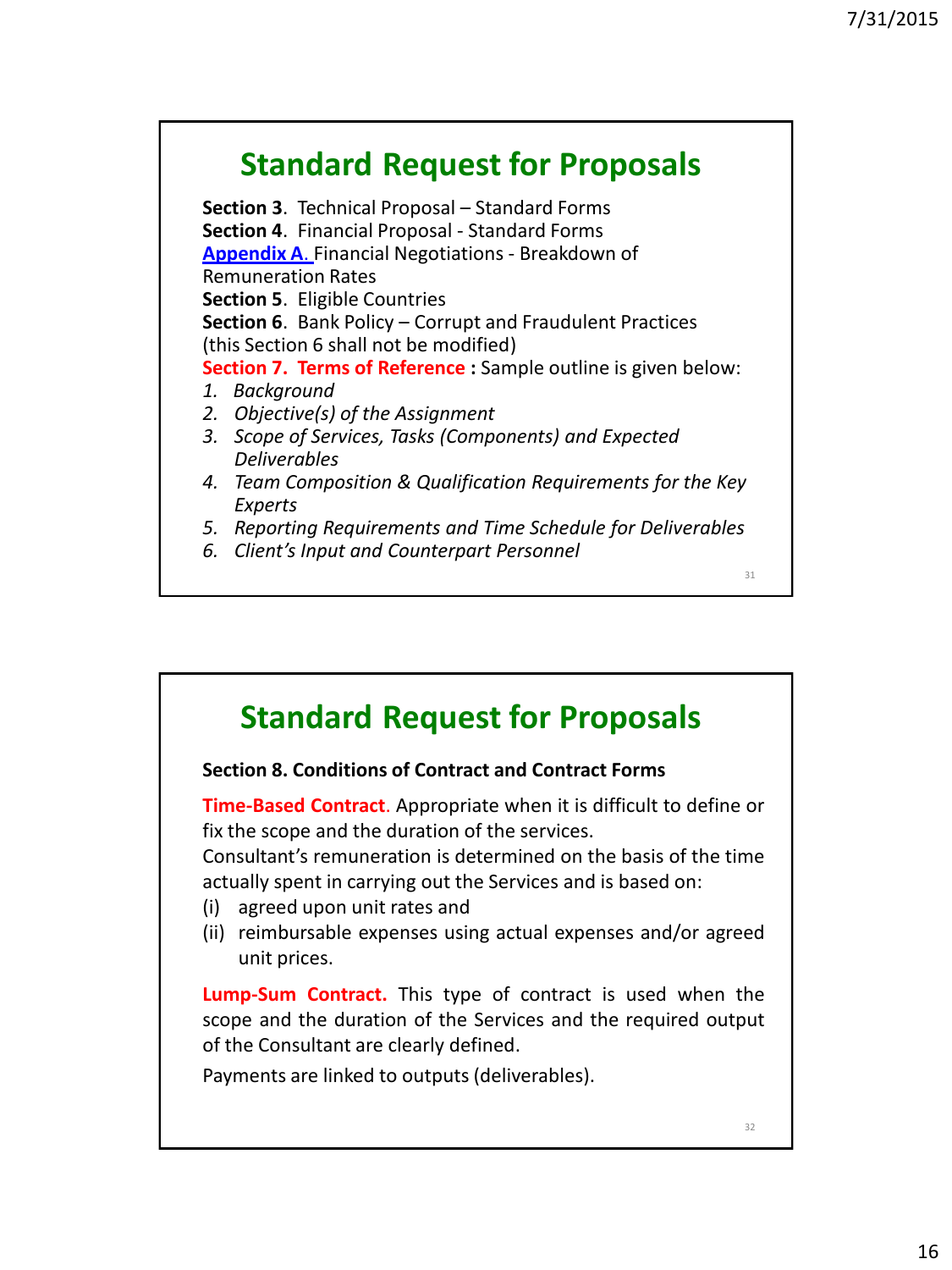## Standard Request for Proposals

**Section 3**. Technical Proposal – Standard Forms
**Section 4**. Financial Proposal - Standard Forms
**Appendix A.** Financial Negotiations - Breakdown of Remuneration Rates
**Section 5**. Eligible Countries
**Section 6**. Bank Policy – Corrupt and Fraudulent Practices (this Section 6 shall not be modified)
**Section 7. Terms of Reference :** Sample outline is given below:

1. *Background*
2. *Objective(s) of the Assignment*
3. *Scope of Services, Tasks (Components) and Expected Deliverables*
4. *Team Composition & Qualification Requirements for the Key Experts*
5. *Reporting Requirements and Time Schedule for Deliverables*
6. *Client's Input and Counterpart Personnel*

## Standard Request for Proposals

**Section 8. Conditions of Contract and Contract Forms**

**Time-Based Contract**. Appropriate when it is difficult to define or fix the scope and the duration of the services.
Consultant's remuneration is determined on the basis of the time actually spent in carrying out the Services and is based on:

(i) agreed upon unit rates and
(ii) reimbursable expenses using actual expenses and/or agreed unit prices.

**Lump-Sum Contract.** This type of contract is used when the scope and the duration of the Services and the required output of the Consultant are clearly defined.

Payments are linked to outputs (deliverables).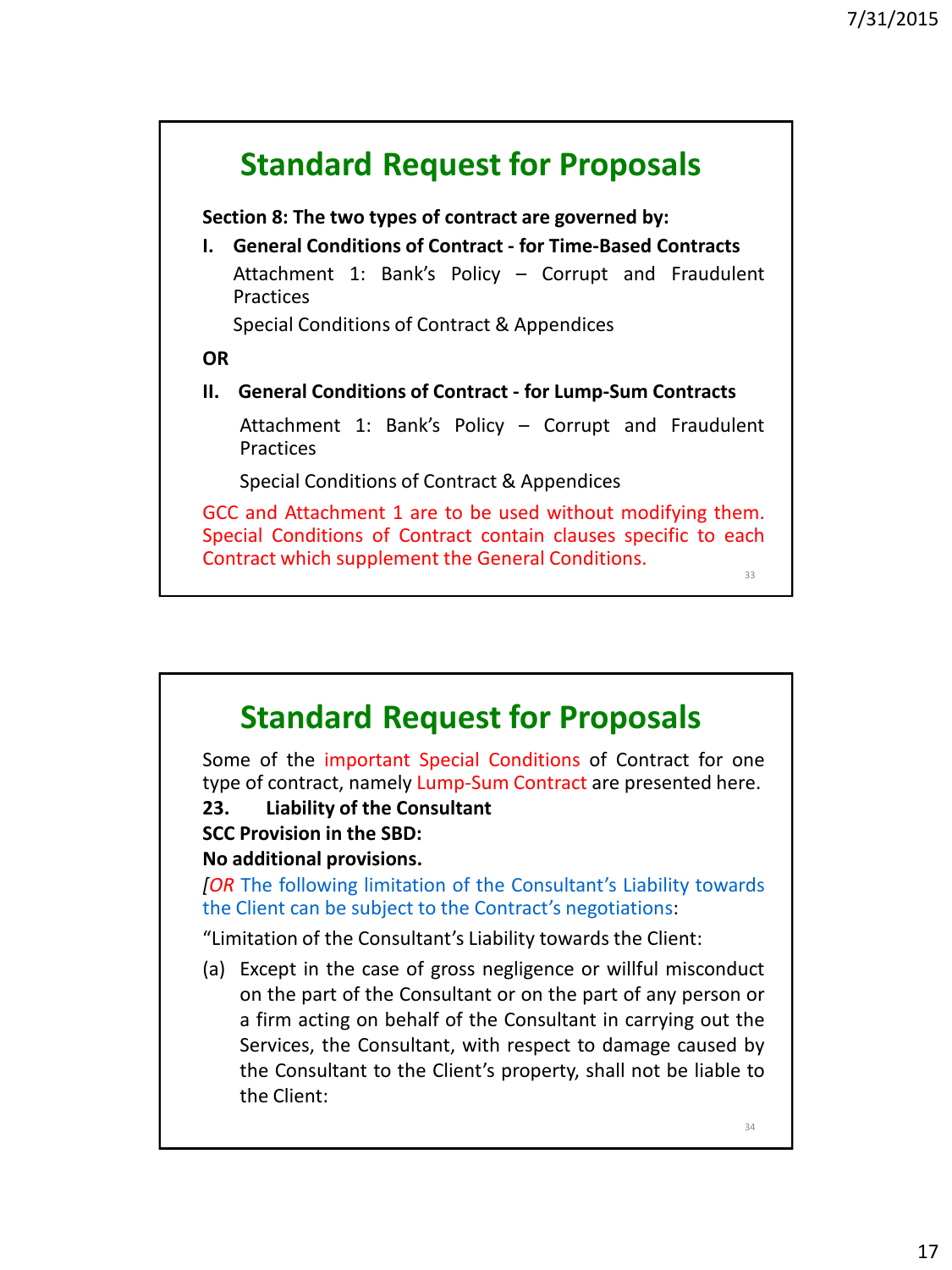## Standard Request for Proposals

**Section 8: The two types of contract are governed by:**

**I. General Conditions of Contract - for Time-Based Contracts**

Attachment 1: Bank's Policy – Corrupt and Fraudulent Practices

Special Conditions of Contract & Appendices

**OR**

**II. General Conditions of Contract - for Lump-Sum Contracts**

Attachment 1: Bank's Policy – Corrupt and Fraudulent Practices

Special Conditions of Contract & Appendices

GCC and Attachment 1 are to be used without modifying them. Special Conditions of Contract contain clauses specific to each Contract which supplement the General Conditions.

## Standard Request for Proposals

Some of the important Special Conditions of Contract for one type of contract, namely Lump-Sum Contract are presented here.

**23. Liability of the Consultant**

**SCC Provision in the SBD:**

**No additional provisions.**

*[OR* The following limitation of the Consultant's Liability towards the Client can be subject to the Contract's negotiations:

"Limitation of the Consultant's Liability towards the Client:

(a) Except in the case of gross negligence or willful misconduct on the part of the Consultant or on the part of any person or a firm acting on behalf of the Consultant in carrying out the Services, the Consultant, with respect to damage caused by the Consultant to the Client's property, shall not be liable to the Client: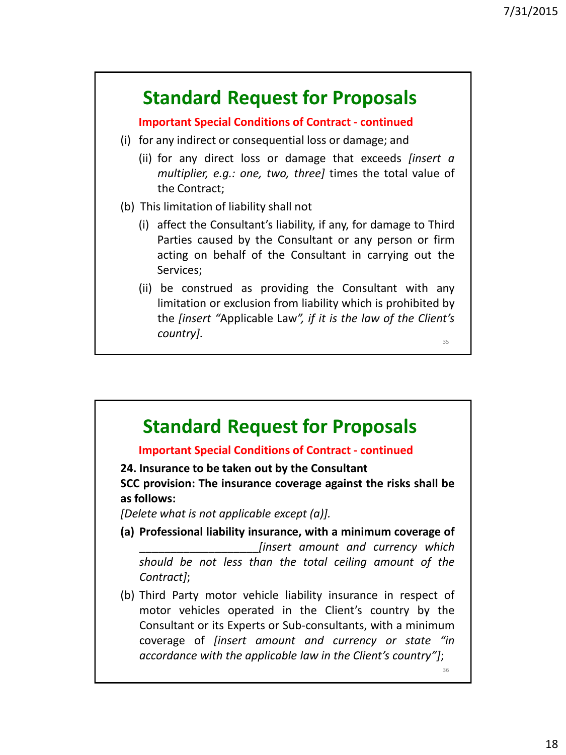## Standard Request for Proposals

**Important Special Conditions of Contract - continued**

(i) for any indirect or consequential loss or damage; and

(ii) for any direct loss or damage that exceeds *[insert a multiplier, e.g.: one, two, three]* times the total value of the Contract;

(b) This limitation of liability shall not

(i) affect the Consultant's liability, if any, for damage to Third Parties caused by the Consultant or any person or firm acting on behalf of the Consultant in carrying out the Services;

(ii) be construed as providing the Consultant with any limitation or exclusion from liability which is prohibited by the *[insert "*Applicable Law*", if it is the law of the Client's country].*

## Standard Request for Proposals

**Important Special Conditions of Contract - continued**

**24. Insurance to be taken out by the Consultant**

**SCC provision: The insurance coverage against the risks shall be as follows:**

*[Delete what is not applicable except (a)].*

**(a) Professional liability insurance, with a minimum coverage of** ___________________*[insert amount and currency which should be not less than the total ceiling amount of the Contract]*;

(b) Third Party motor vehicle liability insurance in respect of motor vehicles operated in the Client's country by the Consultant or its Experts or Sub-consultants, with a minimum coverage of *[insert amount and currency or state "in accordance with the applicable law in the Client's country"]*;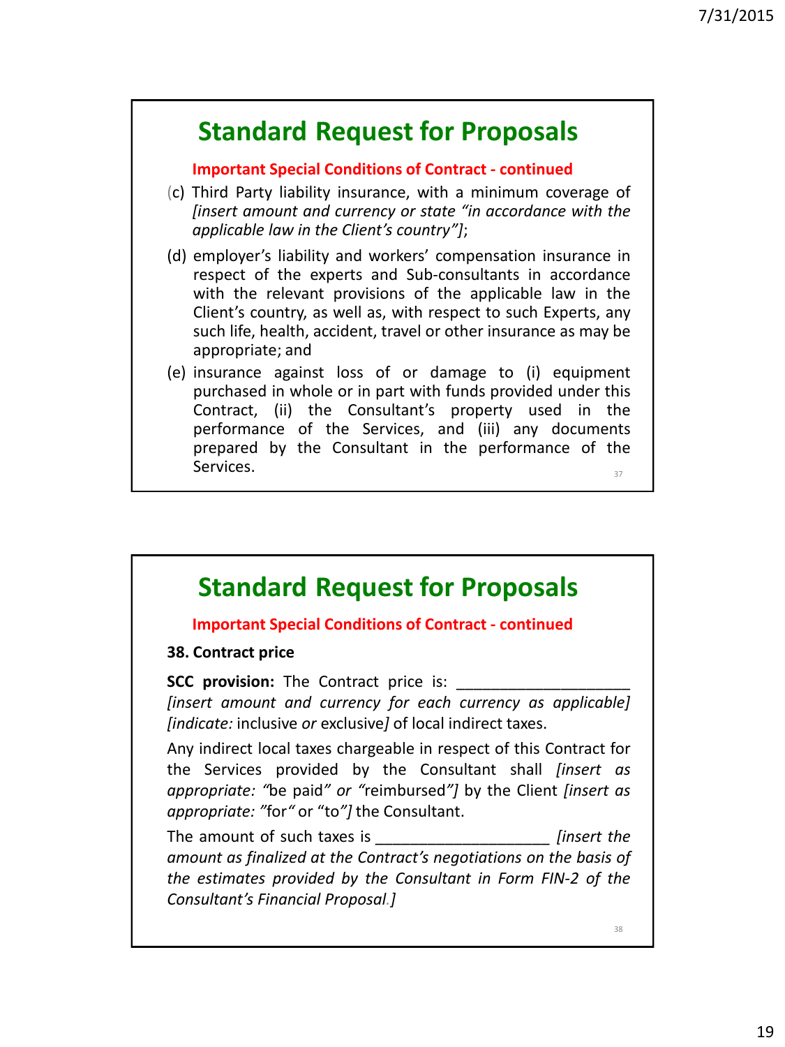## Standard Request for Proposals

**Important Special Conditions of Contract - continued**

(c) Third Party liability insurance, with a minimum coverage of *[insert amount and currency or state "in accordance with the applicable law in the Client's country"]*;

(d) employer's liability and workers' compensation insurance in respect of the experts and Sub-consultants in accordance with the relevant provisions of the applicable law in the Client's country, as well as, with respect to such Experts, any such life, health, accident, travel or other insurance as may be appropriate; and

(e) insurance against loss of or damage to (i) equipment purchased in whole or in part with funds provided under this Contract, (ii) the Consultant's property used in the performance of the Services, and (iii) any documents prepared by the Consultant in the performance of the Services.

## Standard Request for Proposals

**Important Special Conditions of Contract - continued**

**38. Contract price**

**SCC provision:** The Contract price is: ____________________ *[insert amount and currency for each currency as applicable]* *[indicate:* inclusive *or* exclusive*]* of local indirect taxes.

Any indirect local taxes chargeable in respect of this Contract for the Services provided by the Consultant shall *[insert as appropriate: "*be paid*" or "*reimbursed*"]* by the Client *[insert as appropriate: "*for*"* or "to*"]* the Consultant.

The amount of such taxes is ____________________ *[insert the amount as finalized at the Contract's negotiations on the basis of the estimates provided by the Consultant in Form FIN-2 of the Consultant's Financial Proposal.]*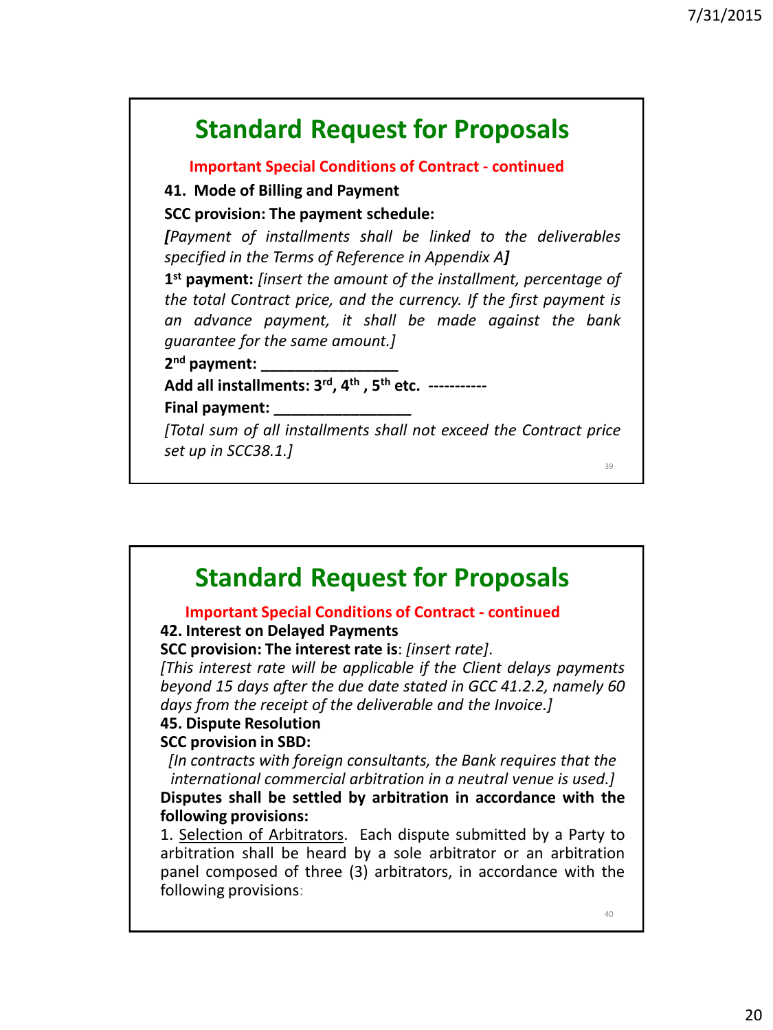## Standard Request for Proposals

**Important Special Conditions of Contract - continued**

**41. Mode of Billing and Payment**

**SCC provision: The payment schedule:**

***[****Payment of installments shall be linked to the deliverables specified in the Terms of Reference in Appendix A****]***

**1st payment:** *[insert the amount of the installment, percentage of the total Contract price, and the currency. If the first payment is an advance payment, it shall be made against the bank guarantee for the same amount.]*

**2nd payment: ________________**

**Add all installments: 3rd, 4th , 5th etc. -----------**

**Final payment: ________________**

*[Total sum of all installments shall not exceed the Contract price set up in SCC38.1.]*

## Standard Request for Proposals

**Important Special Conditions of Contract - continued**

**42. Interest on Delayed Payments**

**SCC provision: The interest rate is**: *[insert rate]*.

*[This interest rate will be applicable if the Client delays payments beyond 15 days after the due date stated in GCC 41.2.2, namely 60 days from the receipt of the deliverable and the Invoice.]*

**45. Dispute Resolution**

**SCC provision in SBD:**

*[In contracts with foreign consultants, the Bank requires that the international commercial arbitration in a neutral venue is used.]*

**Disputes shall be settled by arbitration in accordance with the following provisions:**

1. Selection of Arbitrators. Each dispute submitted by a Party to arbitration shall be heard by a sole arbitrator or an arbitration panel composed of three (3) arbitrators, in accordance with the following provisions: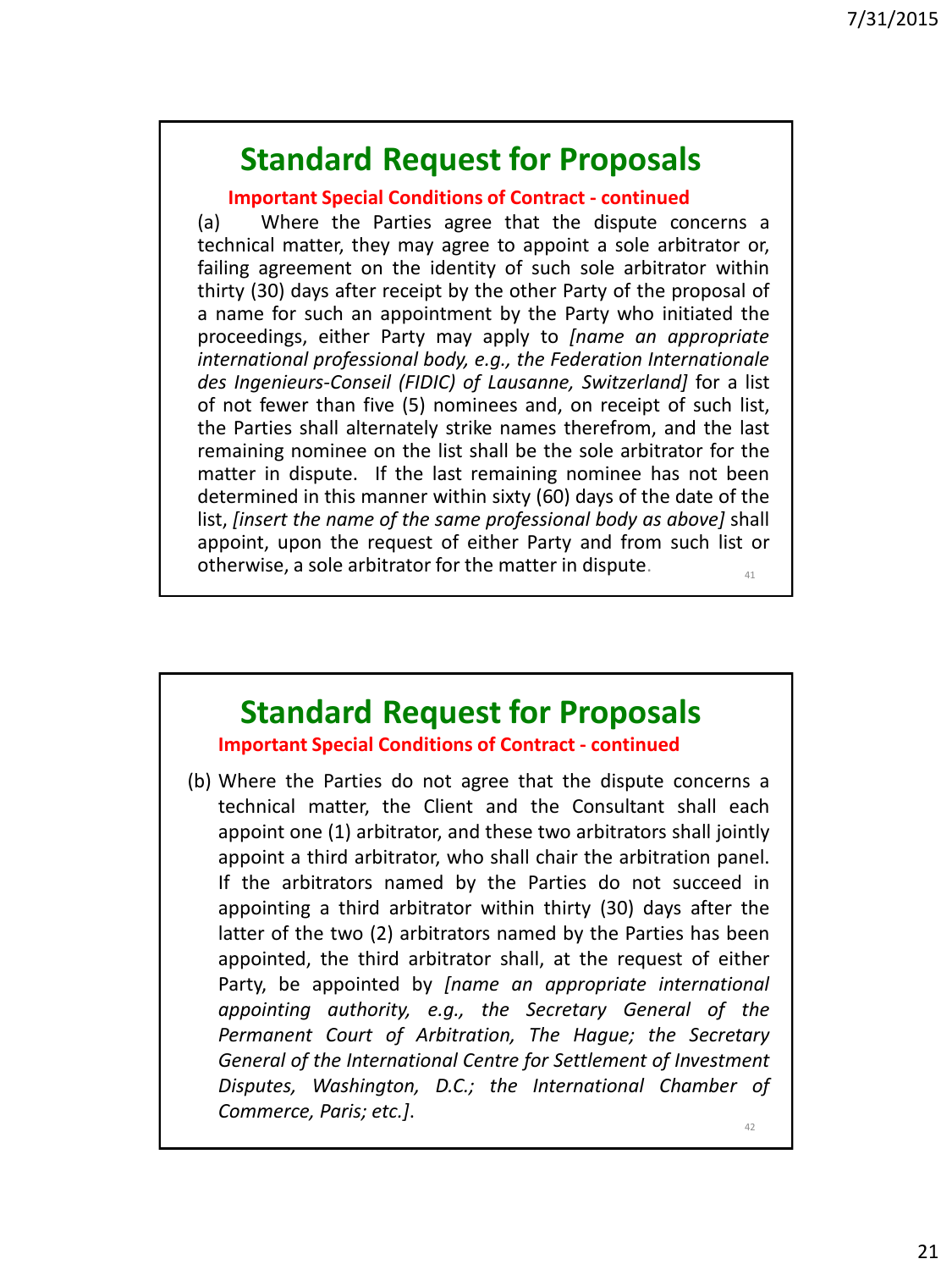## Standard Request for Proposals

**Important Special Conditions of Contract - continued**

(a) Where the Parties agree that the dispute concerns a technical matter, they may agree to appoint a sole arbitrator or, failing agreement on the identity of such sole arbitrator within thirty (30) days after receipt by the other Party of the proposal of a name for such an appointment by the Party who initiated the proceedings, either Party may apply to *[name an appropriate international professional body, e.g., the Federation Internationale des Ingenieurs-Conseil (FIDIC) of Lausanne, Switzerland]* for a list of not fewer than five (5) nominees and, on receipt of such list, the Parties shall alternately strike names therefrom, and the last remaining nominee on the list shall be the sole arbitrator for the matter in dispute. If the last remaining nominee has not been determined in this manner within sixty (60) days of the date of the list, *[insert the name of the same professional body as above]* shall appoint, upon the request of either Party and from such list or otherwise, a sole arbitrator for the matter in dispute.

## Standard Request for Proposals

**Important Special Conditions of Contract - continued**

(b) Where the Parties do not agree that the dispute concerns a technical matter, the Client and the Consultant shall each appoint one (1) arbitrator, and these two arbitrators shall jointly appoint a third arbitrator, who shall chair the arbitration panel. If the arbitrators named by the Parties do not succeed in appointing a third arbitrator within thirty (30) days after the latter of the two (2) arbitrators named by the Parties has been appointed, the third arbitrator shall, at the request of either Party, be appointed by *[name an appropriate international appointing authority, e.g., the Secretary General of the Permanent Court of Arbitration, The Hague; the Secretary General of the International Centre for Settlement of Investment Disputes, Washington, D.C.; the International Chamber of Commerce, Paris; etc.]*.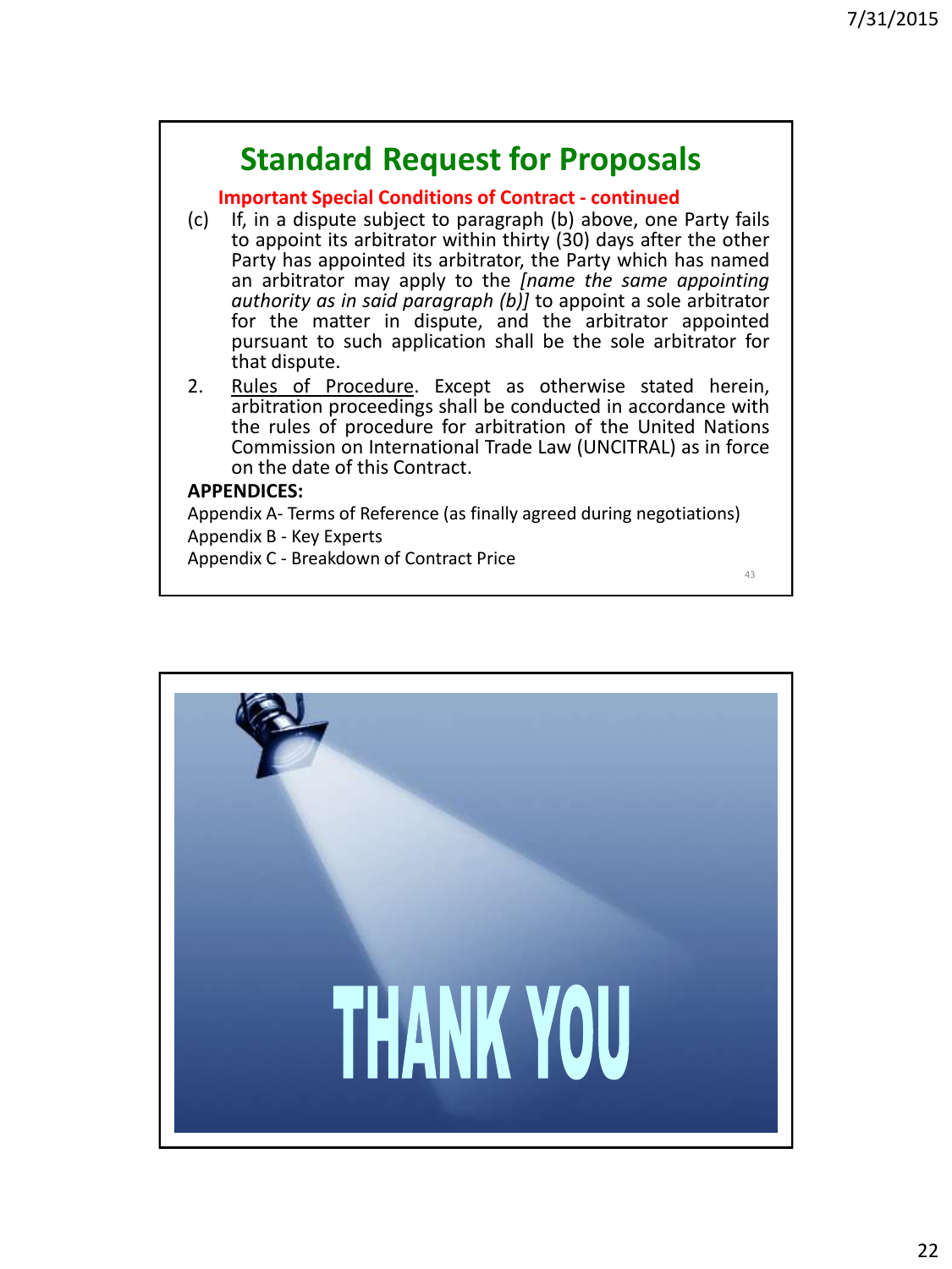# Standard Request for Proposals

## Important Special Conditions of Contract - continued

(c) If, in a dispute subject to paragraph (b) above, one Party fails to appoint its arbitrator within thirty (30) days after the other Party has appointed its arbitrator, the Party which has named an arbitrator may apply to the *[name the same appointing authority as in said paragraph (b)]* to appoint a sole arbitrator for the matter in dispute, and the arbitrator appointed pursuant to such application shall be the sole arbitrator for that dispute.

2. Rules of Procedure. Except as otherwise stated herein, arbitration proceedings shall be conducted in accordance with the rules of procedure for arbitration of the United Nations Commission on International Trade Law (UNCITRAL) as in force on the date of this Contract.

**APPENDICES:**

Appendix A- Terms of Reference (as finally agreed during negotiations)

Appendix B - Key Experts

Appendix C - Breakdown of Contract Price

THANK YOU